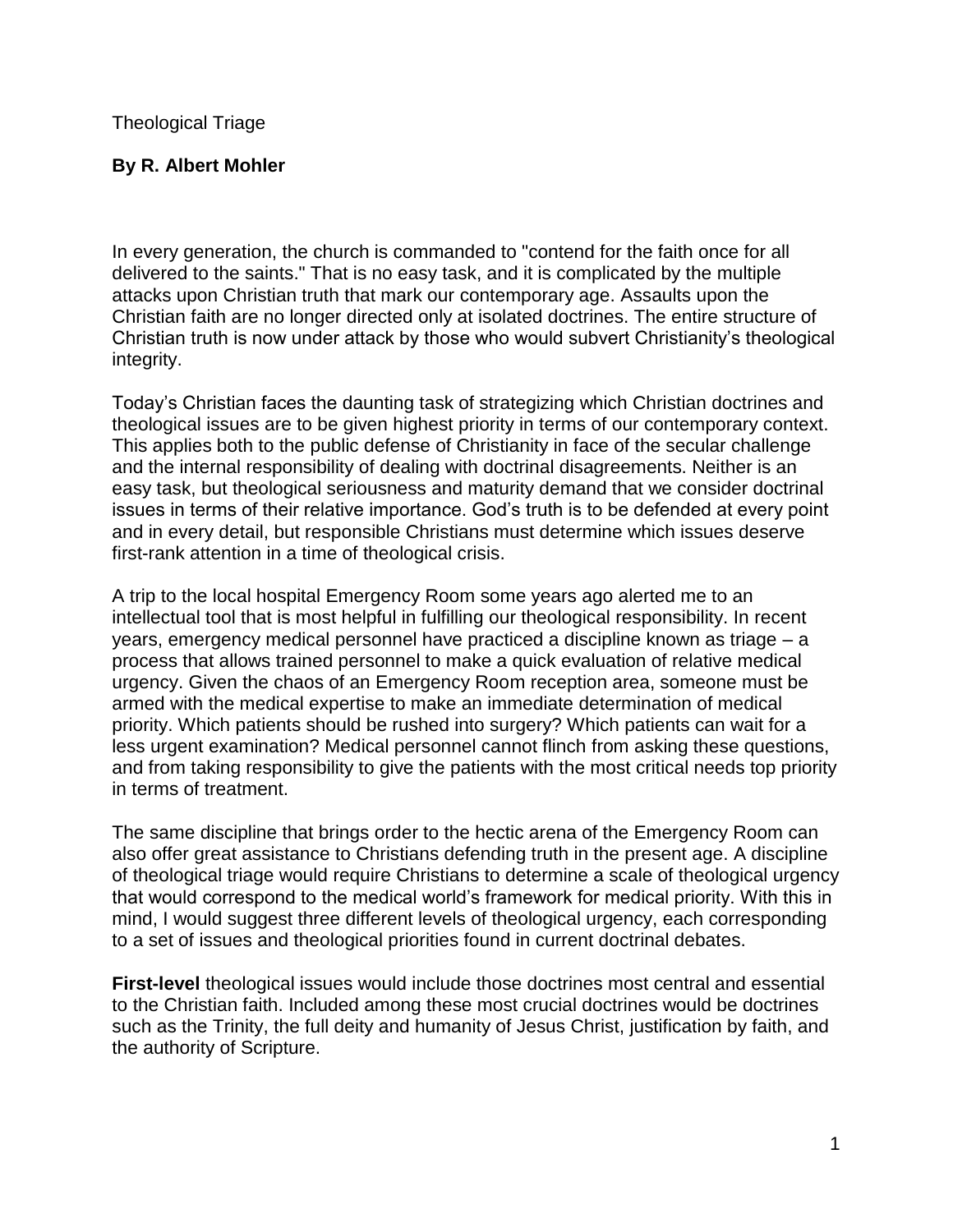Theological Triage

**By R. Albert Mohler**

In every generation, the church is commanded to "contend for the faith once for all delivered to the saints." That is no easy task, and it is complicated by the multiple attacks upon Christian truth that mark our contemporary age. Assaults upon the Christian faith are no longer directed only at isolated doctrines. The entire structure of Christian truth is now under attack by those who would subvert Christianity's theological integrity.

Today's Christian faces the daunting task of strategizing which Christian doctrines and theological issues are to be given highest priority in terms of our contemporary context. This applies both to the public defense of Christianity in face of the secular challenge and the internal responsibility of dealing with doctrinal disagreements. Neither is an easy task, but theological seriousness and maturity demand that we consider doctrinal issues in terms of their relative importance. God's truth is to be defended at every point and in every detail, but responsible Christians must determine which issues deserve first-rank attention in a time of theological crisis.

A trip to the local hospital Emergency Room some years ago alerted me to an intellectual tool that is most helpful in fulfilling our theological responsibility. In recent years, emergency medical personnel have practiced a discipline known as triage – a process that allows trained personnel to make a quick evaluation of relative medical urgency. Given the chaos of an Emergency Room reception area, someone must be armed with the medical expertise to make an immediate determination of medical priority. Which patients should be rushed into surgery? Which patients can wait for a less urgent examination? Medical personnel cannot flinch from asking these questions, and from taking responsibility to give the patients with the most critical needs top priority in terms of treatment.

The same discipline that brings order to the hectic arena of the Emergency Room can also offer great assistance to Christians defending truth in the present age. A discipline of theological triage would require Christians to determine a scale of theological urgency that would correspond to the medical world's framework for medical priority. With this in mind, I would suggest three different levels of theological urgency, each corresponding to a set of issues and theological priorities found in current doctrinal debates.

**First-level** theological issues would include those doctrines most central and essential to the Christian faith. Included among these most crucial doctrines would be doctrines such as the Trinity, the full deity and humanity of Jesus Christ, justification by faith, and the authority of Scripture.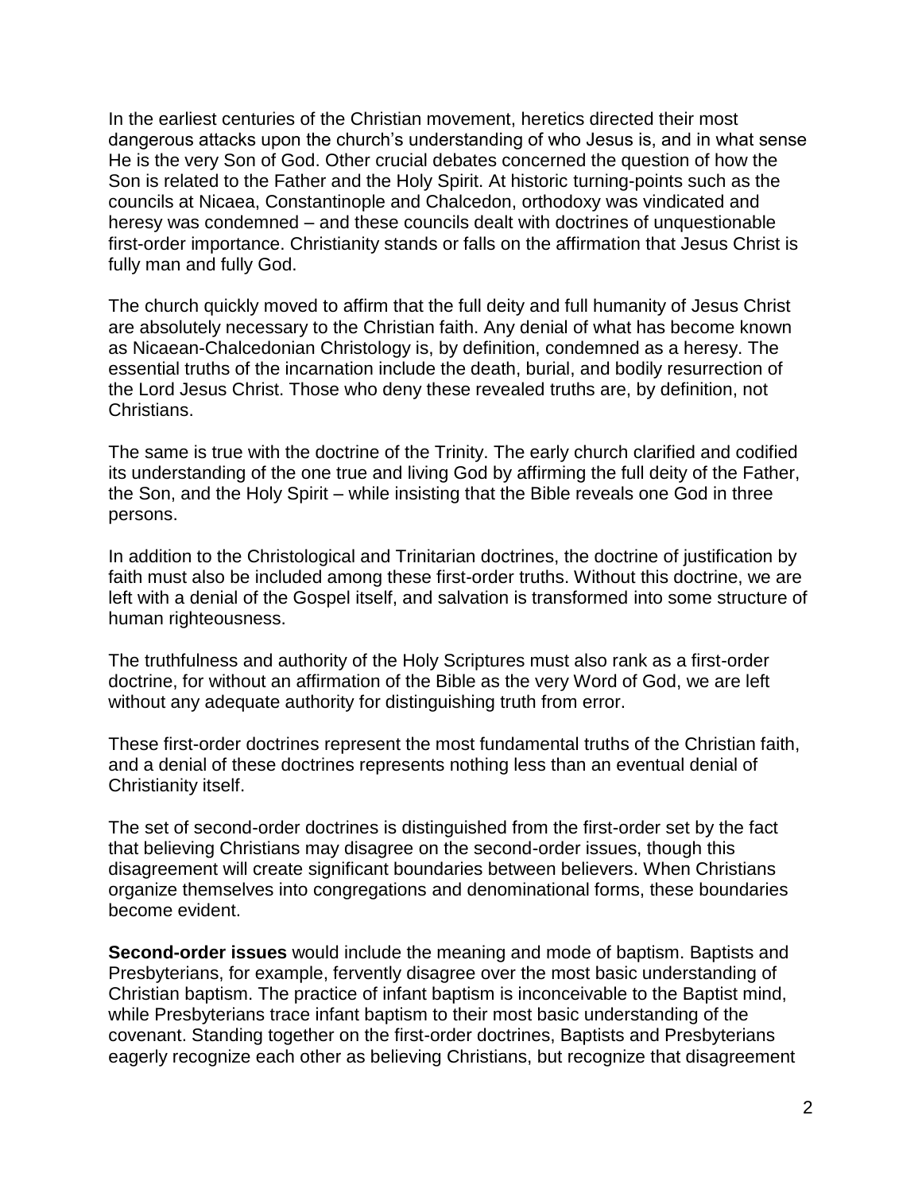In the earliest centuries of the Christian movement, heretics directed their most dangerous attacks upon the church's understanding of who Jesus is, and in what sense He is the very Son of God. Other crucial debates concerned the question of how the Son is related to the Father and the Holy Spirit. At historic turning-points such as the councils at Nicaea, Constantinople and Chalcedon, orthodoxy was vindicated and heresy was condemned – and these councils dealt with doctrines of unquestionable first-order importance. Christianity stands or falls on the affirmation that Jesus Christ is fully man and fully God.

The church quickly moved to affirm that the full deity and full humanity of Jesus Christ are absolutely necessary to the Christian faith. Any denial of what has become known as Nicaean-Chalcedonian Christology is, by definition, condemned as a heresy. The essential truths of the incarnation include the death, burial, and bodily resurrection of the Lord Jesus Christ. Those who deny these revealed truths are, by definition, not Christians.

The same is true with the doctrine of the Trinity. The early church clarified and codified its understanding of the one true and living God by affirming the full deity of the Father, the Son, and the Holy Spirit – while insisting that the Bible reveals one God in three persons.

In addition to the Christological and Trinitarian doctrines, the doctrine of justification by faith must also be included among these first-order truths. Without this doctrine, we are left with a denial of the Gospel itself, and salvation is transformed into some structure of human righteousness.

The truthfulness and authority of the Holy Scriptures must also rank as a first-order doctrine, for without an affirmation of the Bible as the very Word of God, we are left without any adequate authority for distinguishing truth from error.

These first-order doctrines represent the most fundamental truths of the Christian faith, and a denial of these doctrines represents nothing less than an eventual denial of Christianity itself.

The set of second-order doctrines is distinguished from the first-order set by the fact that believing Christians may disagree on the second-order issues, though this disagreement will create significant boundaries between believers. When Christians organize themselves into congregations and denominational forms, these boundaries become evident.

**Second-order issues** would include the meaning and mode of baptism. Baptists and Presbyterians, for example, fervently disagree over the most basic understanding of Christian baptism. The practice of infant baptism is inconceivable to the Baptist mind, while Presbyterians trace infant baptism to their most basic understanding of the covenant. Standing together on the first-order doctrines, Baptists and Presbyterians eagerly recognize each other as believing Christians, but recognize that disagreement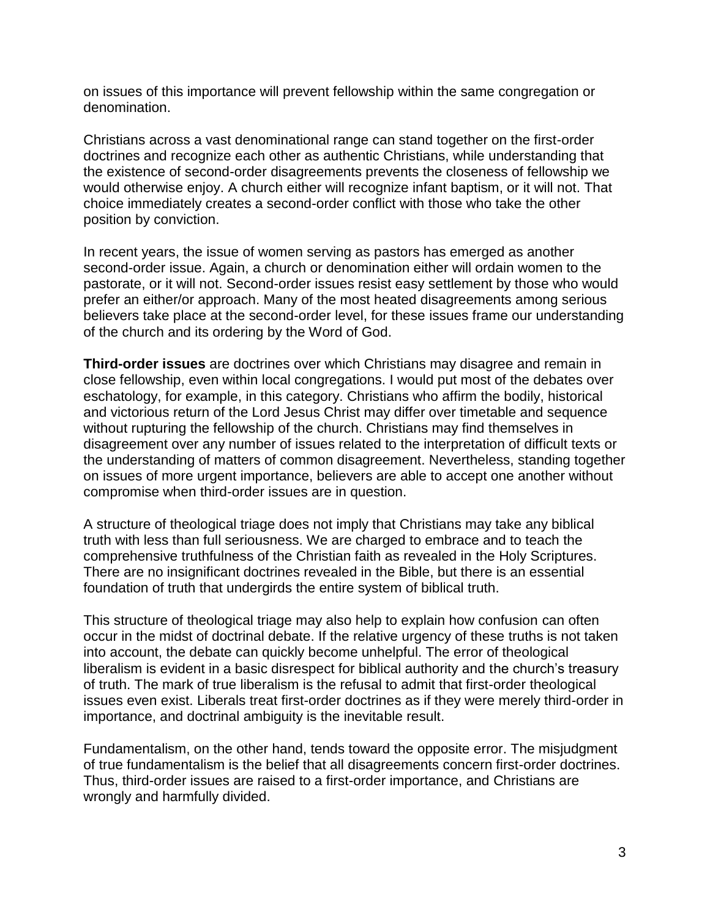on issues of this importance will prevent fellowship within the same congregation or denomination.

Christians across a vast denominational range can stand together on the first-order doctrines and recognize each other as authentic Christians, while understanding that the existence of second-order disagreements prevents the closeness of fellowship we would otherwise enjoy. A church either will recognize infant baptism, or it will not. That choice immediately creates a second-order conflict with those who take the other position by conviction.

In recent years, the issue of women serving as pastors has emerged as another second-order issue. Again, a church or denomination either will ordain women to the pastorate, or it will not. Second-order issues resist easy settlement by those who would prefer an either/or approach. Many of the most heated disagreements among serious believers take place at the second-order level, for these issues frame our understanding of the church and its ordering by the Word of God.

**Third-order issues** are doctrines over which Christians may disagree and remain in close fellowship, even within local congregations. I would put most of the debates over eschatology, for example, in this category. Christians who affirm the bodily, historical and victorious return of the Lord Jesus Christ may differ over timetable and sequence without rupturing the fellowship of the church. Christians may find themselves in disagreement over any number of issues related to the interpretation of difficult texts or the understanding of matters of common disagreement. Nevertheless, standing together on issues of more urgent importance, believers are able to accept one another without compromise when third-order issues are in question.

A structure of theological triage does not imply that Christians may take any biblical truth with less than full seriousness. We are charged to embrace and to teach the comprehensive truthfulness of the Christian faith as revealed in the Holy Scriptures. There are no insignificant doctrines revealed in the Bible, but there is an essential foundation of truth that undergirds the entire system of biblical truth.

This structure of theological triage may also help to explain how confusion can often occur in the midst of doctrinal debate. If the relative urgency of these truths is not taken into account, the debate can quickly become unhelpful. The error of theological liberalism is evident in a basic disrespect for biblical authority and the church's treasury of truth. The mark of true liberalism is the refusal to admit that first-order theological issues even exist. Liberals treat first-order doctrines as if they were merely third-order in importance, and doctrinal ambiguity is the inevitable result.

Fundamentalism, on the other hand, tends toward the opposite error. The misjudgment of true fundamentalism is the belief that all disagreements concern first-order doctrines. Thus, third-order issues are raised to a first-order importance, and Christians are wrongly and harmfully divided.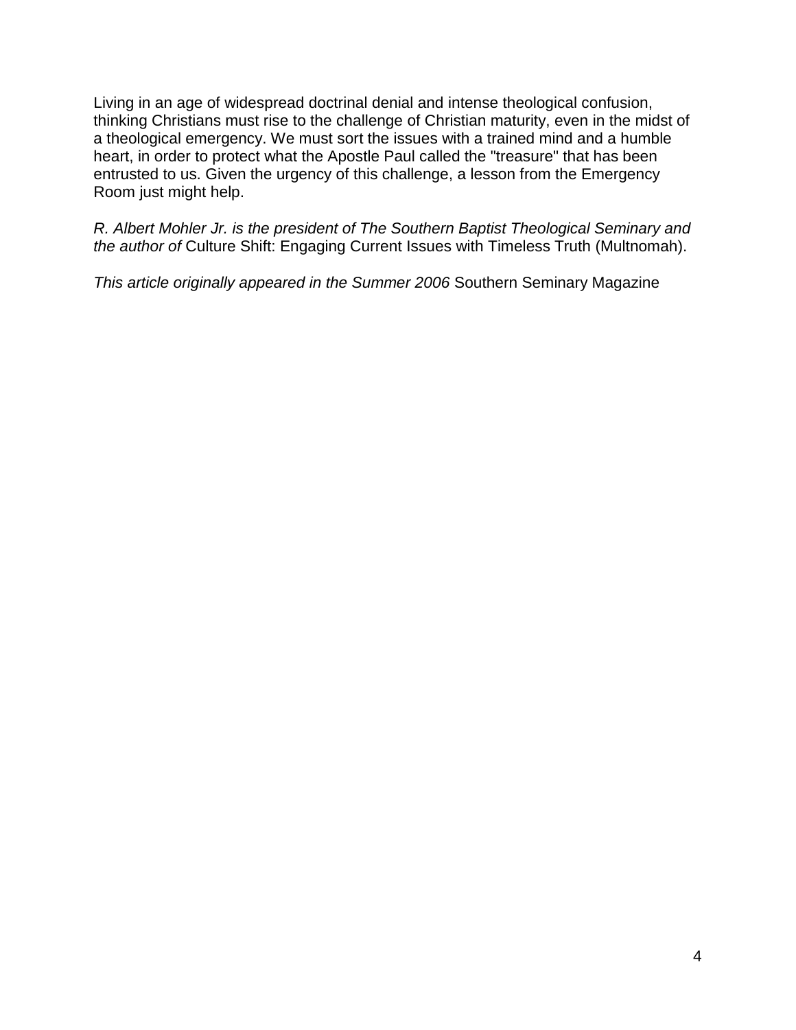Living in an age of widespread doctrinal denial and intense theological confusion, thinking Christians must rise to the challenge of Christian maturity, even in the midst of a theological emergency. We must sort the issues with a trained mind and a humble heart, in order to protect what the Apostle Paul called the "treasure" that has been entrusted to us. Given the urgency of this challenge, a lesson from the Emergency Room just might help.

*R. Albert Mohler Jr. is the president of The Southern Baptist Theological Seminary and the author of* Culture Shift: Engaging Current Issues with Timeless Truth (Multnomah).

*This article originally appeared in the Summer 2006* Southern Seminary Magazine